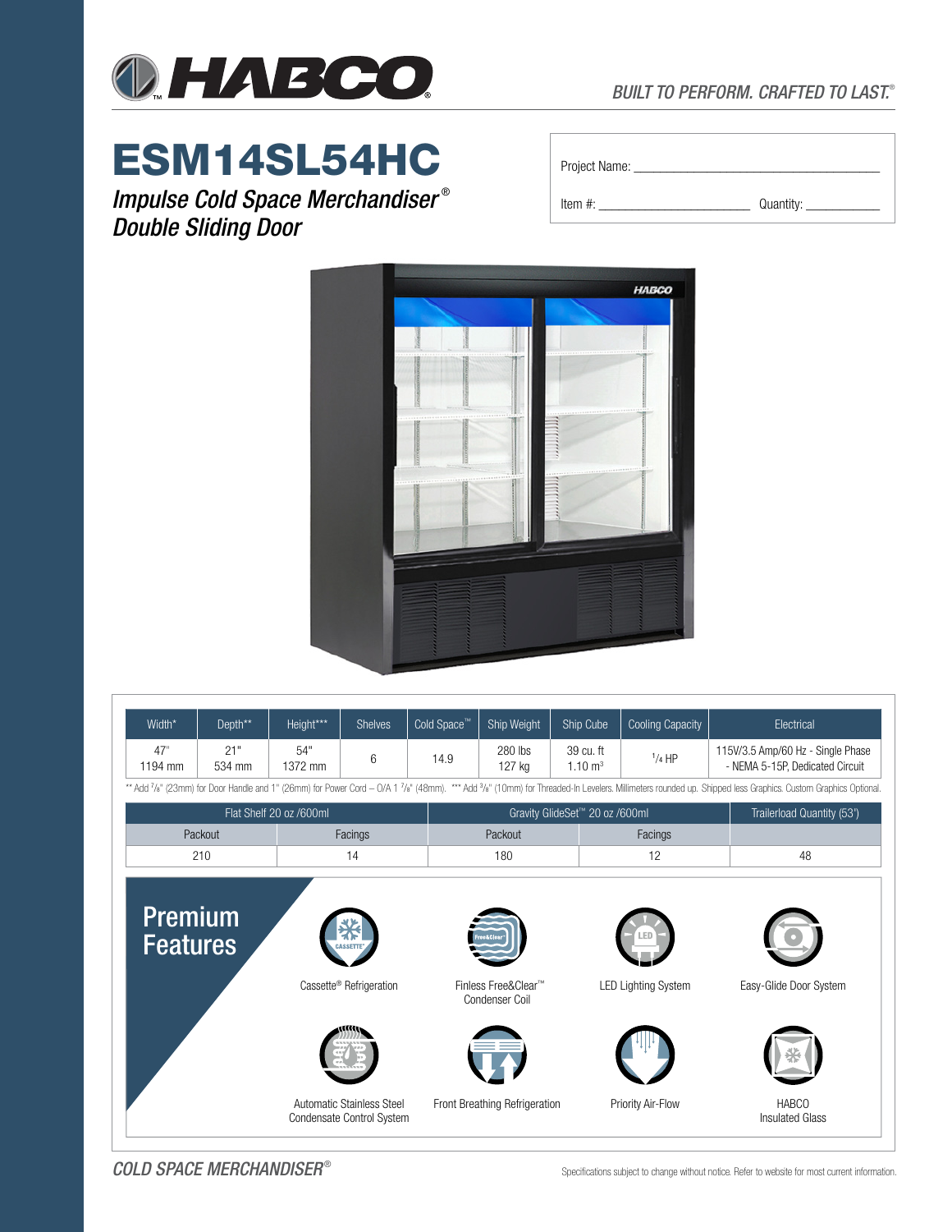**HABCO**

*BUILT TO PERFORM. CRAFTED TO LAST.®*

# ESM14SL54HC

*Impulse Cold Space Merchandiser®*
*Double Sliding Door*

Project Name: ___________________________

Item #: ____________________ Quantity: __________

| Width* | Depth** | Height*** | Shelves | Cold Space™ | Ship Weight | Ship Cube | Cooling Capacity | Electrical |
|---|---|---|---|---|---|---|---|---|
| 47" 1194 mm | 21" 534 mm | 54" 1372 mm | 6 | 14.9 | 280 lbs 127 kg | 39 cu. ft 1.10 m³ | 1/4 HP | 115V/3.5 Amp/60 Hz - Single Phase - NEMA 5-15P, Dedicated Circuit |

** Add 7/8" (23mm) for Door Handle and 1" (26mm) for Power Cord – O/A 1 7/8" (48mm). *** Add 3/8" (10mm) for Threaded-In Levelers. Millimeters rounded up. Shipped less Graphics. Custom Graphics Optional.

| Flat Shelf 20 oz /600ml | | Gravity GlideSet™ 20 oz /600ml | | Trailerload Quantity (53') |
|---|---|---|---|---|
| Packout | Facings | Packout | Facings | |
| 210 | 14 | 180 | 12 | 48 |

## Premium Features

- Cassette® Refrigeration
- Finless Free&Clear™ Condenser Coil
- LED Lighting System
- Easy-Glide Door System
- Automatic Stainless Steel Condensate Control System
- Front Breathing Refrigeration
- Priority Air-Flow
- HABCO Insulated Glass

*COLD SPACE MERCHANDISER®*

Specifications subject to change without notice. Refer to website for most current information.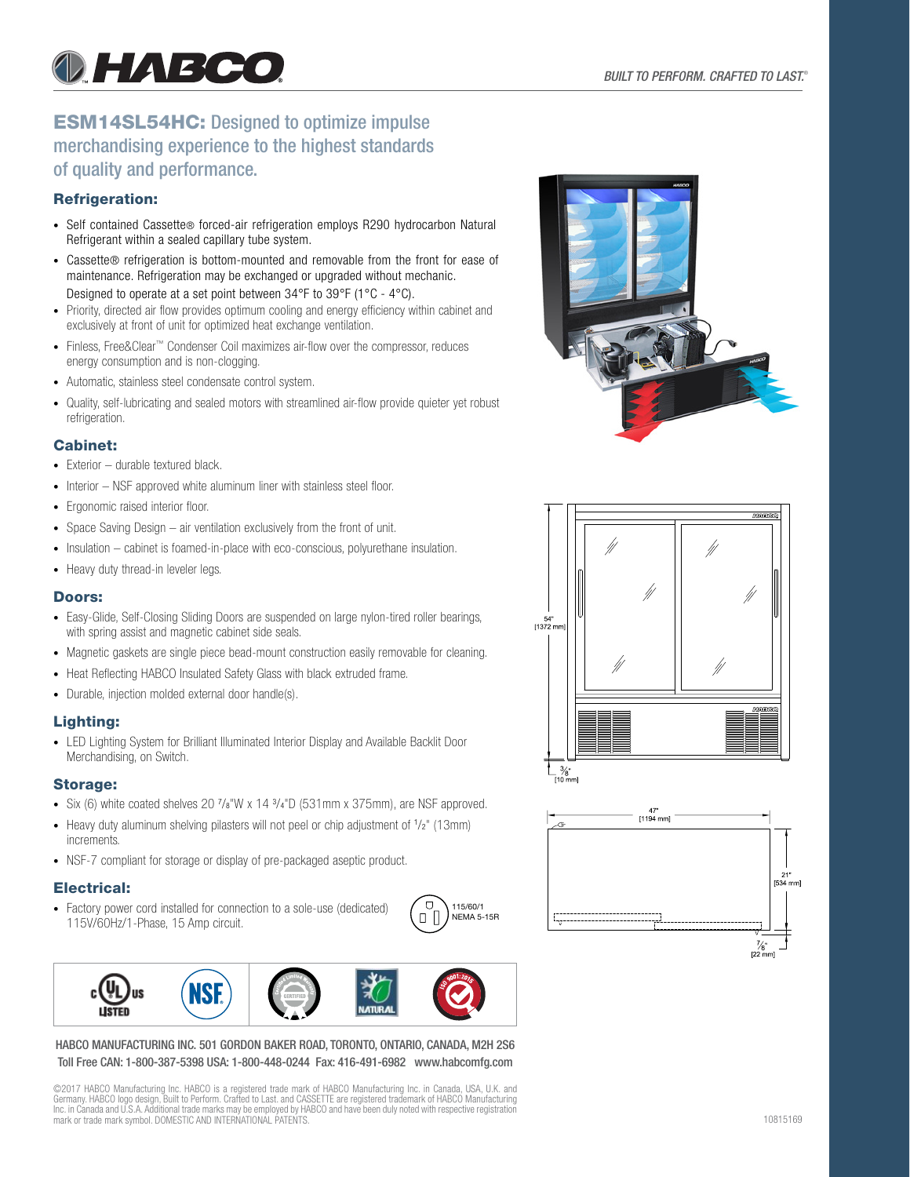# ESM14SL54HC: Designed to optimize impulse merchandising experience to the highest standards of quality and performance.

*BUILT TO PERFORM. CRAFTED TO LAST.®*

## Refrigeration:

- Self contained Cassette® forced-air refrigeration employs R290 hydrocarbon Natural Refrigerant within a sealed capillary tube system.
- Cassette® refrigeration is bottom-mounted and removable from the front for ease of maintenance. Refrigeration may be exchanged or upgraded without mechanic. Designed to operate at a set point between 34°F to 39°F (1°C - 4°C).
- Priority, directed air flow provides optimum cooling and energy efficiency within cabinet and exclusively at front of unit for optimized heat exchange ventilation.
- Finless, Free&Clear™ Condenser Coil maximizes air-flow over the compressor, reduces energy consumption and is non-clogging.
- Automatic, stainless steel condensate control system.
- Quality, self-lubricating and sealed motors with streamlined air-flow provide quieter yet robust refrigeration.

## Cabinet:

- Exterior – durable textured black.
- Interior – NSF approved white aluminum liner with stainless steel floor.
- Ergonomic raised interior floor.
- Space Saving Design – air ventilation exclusively from the front of unit.
- Insulation – cabinet is foamed-in-place with eco-conscious, polyurethane insulation.
- Heavy duty thread-in leveler legs.

## Doors:

- Easy-Glide, Self-Closing Sliding Doors are suspended on large nylon-tired roller bearings, with spring assist and magnetic cabinet side seals.
- Magnetic gaskets are single piece bead-mount construction easily removable for cleaning.
- Heat Reflecting HABCO Insulated Safety Glass with black extruded frame.
- Durable, injection molded external door handle(s).

## Lighting:

- LED Lighting System for Brilliant Illuminated Interior Display and Available Backlit Door Merchandising, on Switch.

## Storage:

- Six (6) white coated shelves 20 7/8"W x 14 3/4"D (531mm x 375mm), are NSF approved.
- Heavy duty aluminum shelving pilasters will not peel or chip adjustment of 1/2" (13mm) increments.
- NSF-7 compliant for storage or display of pre-packaged aseptic product.

## Electrical:

- Factory power cord installed for connection to a sole-use (dedicated) 115V/60Hz/1-Phase, 15 Amp circuit.

115/60/1
NEMA 5-15R

54"
[1372 mm]

3/8"
[10 mm]

47"
[1194 mm]

21"
[534 mm]

7/8"
[22 mm]

HABCO MANUFACTURING INC. 501 GORDON BAKER ROAD, TORONTO, ONTARIO, CANADA, M2H 2S6
Toll Free CAN: 1-800-387-5398 USA: 1-800-448-0244 Fax: 416-491-6982 www.habcomfg.com

©2017 HABCO Manufacturing Inc. HABCO is a registered trade mark of HABCO Manufacturing Inc. in Canada, USA, U.K. and Germany. HABCO logo design, Built to Perform. Crafted to Last. and CASSETTE are registered trademark of HABCO Manufacturing Inc. in Canada and U.S.A. Additional trade marks may be employed by HABCO and have been duly noted with respective registration mark or trade mark symbol. DOMESTIC AND INTERNATIONAL PATENTS.

10815169